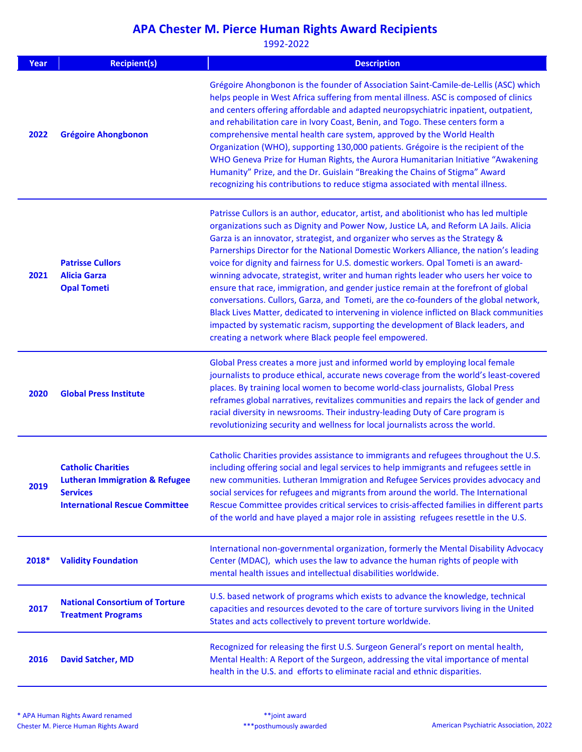# APA Chester M. Pierce Human Rights Award Recipients

1992-2022

| Year | Recipient(s) | Description |
|---|---|---|
| 2022 | **Grégoire Ahongbonon** | Grégoire Ahongbonon is the founder of Association Saint-Camile-de-Lellis (ASC) which helps people in West Africa suffering from mental illness. ASC is composed of clinics and centers offering affordable and adapted neuropsychiatric inpatient, outpatient, and rehabilitation care in Ivory Coast, Benin, and Togo. These centers form a comprehensive mental health care system, approved by the World Health Organization (WHO), supporting 130,000 patients. Grégoire is the recipient of the WHO Geneva Prize for Human Rights, the Aurora Humanitarian Initiative "Awakening Humanity" Prize, and the Dr. Guislain "Breaking the Chains of Stigma" Award recognizing his contributions to reduce stigma associated with mental illness. |
| 2021 | **Patrisse Cullors**<br>**Alicia Garza**<br>**Opal Tometi** | Patrisse Cullors is an author, educator, artist, and abolitionist who has led multiple organizations such as Dignity and Power Now, Justice LA, and Reform LA Jails. Alicia Garza is an innovator, strategist, and organizer who serves as the Strategy & Parnerships Director for the National Domestic Workers Alliance, the nation's leading voice for dignity and fairness for U.S. domestic workers. Opal Tometi is an award-winning advocate, strategist, writer and human rights leader who uses her voice to ensure that race, immigration, and gender justice remain at the forefront of global conversations. Cullors, Garza, and Tometi, are the co-founders of the global network, Black Lives Matter, dedicated to intervening in violence inflicted on Black communities impacted by systematic racism, supporting the development of Black leaders, and creating a network where Black people feel empowered. |
| 2020 | **Global Press Institute** | Global Press creates a more just and informed world by employing local female journalists to produce ethical, accurate news coverage from the world's least-covered places. By training local women to become world-class journalists, Global Press reframes global narratives, revitalizes communities and repairs the lack of gender and racial diversity in newsrooms. Their industry-leading Duty of Care program is revolutionizing security and wellness for local journalists across the world. |
| 2019 | **Catholic Charities**<br>**Lutheran Immigration & Refugee Services**<br>**International Rescue Committee** | Catholic Charities provides assistance to immigrants and refugees throughout the U.S. including offering social and legal services to help immigrants and refugees settle in new communities. Lutheran Immigration and Refugee Services provides advocacy and social services for refugees and migrants from around the world. The International Rescue Committee provides critical services to crisis-affected families in different parts of the world and have played a major role in assisting refugees resettle in the U.S. |
| 2018* | **Validity Foundation** | International non-governmental organization, formerly the Mental Disability Advocacy Center (MDAC), which uses the law to advance the human rights of people with mental health issues and intellectual disabilities worldwide. |
| 2017 | **National Consortium of Torture Treatment Programs** | U.S. based network of programs which exists to advance the knowledge, technical capacities and resources devoted to the care of torture survivors living in the United States and acts collectively to prevent torture worldwide. |
| 2016 | **David Satcher, MD** | Recognized for releasing the first U.S. Surgeon General's report on mental health, Mental Health: A Report of the Surgeon, addressing the vital importance of mental health in the U.S. and efforts to eliminate racial and ethnic disparities. |

\* APA Human Rights Award renamed Chester M. Pierce Human Rights Award

\*\*joint award

\*\*\*posthumously awarded

American Psychiatric Association, 2022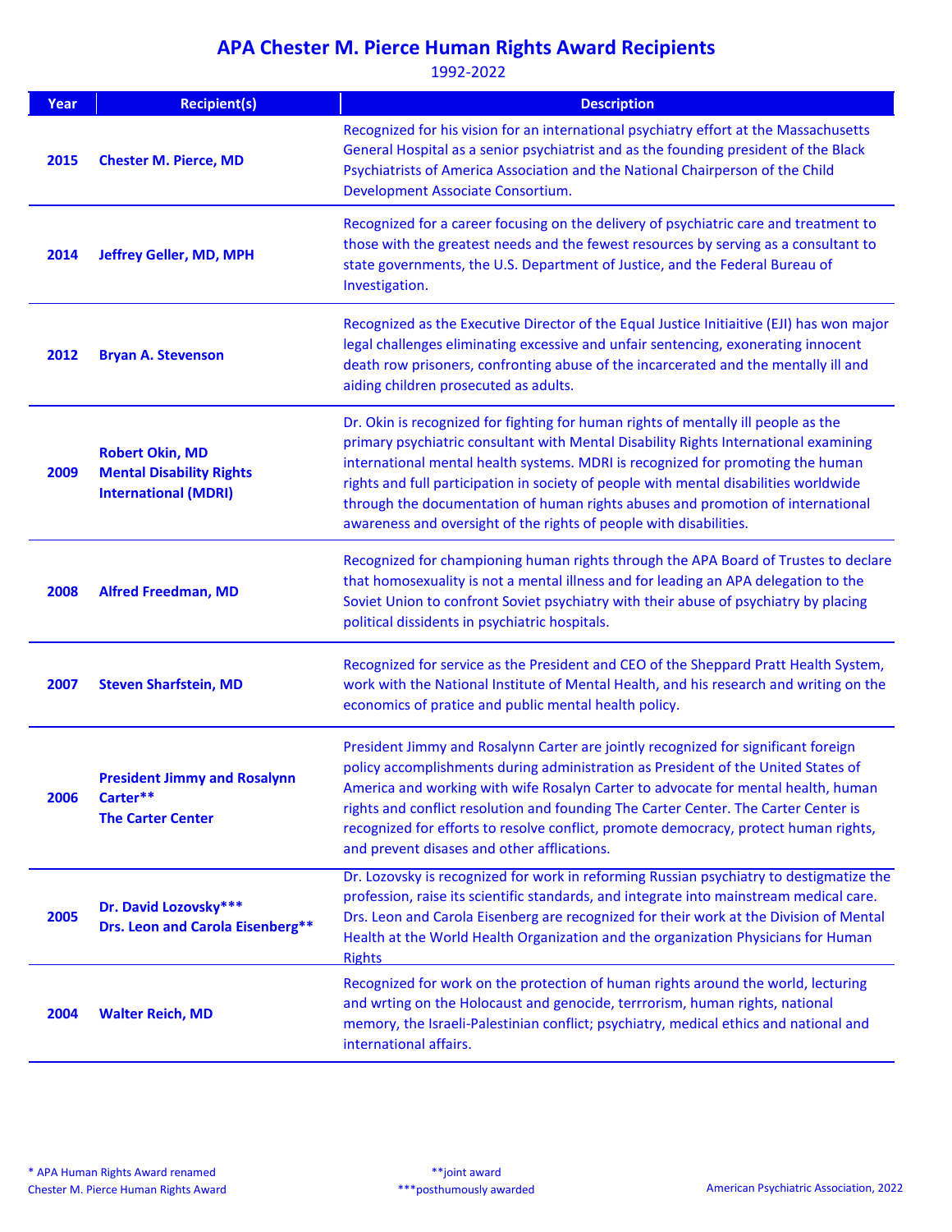# APA Chester M. Pierce Human Rights Award Recipients

1992-2022

| Year | Recipient(s) | Description |
|---|---|---|
| 2015 | **Chester M. Pierce, MD** | Recognized for his vision for an international psychiatry effort at the Massachusetts General Hospital as a senior psychiatrist and as the founding president of the Black Psychiatrists of America Association and the National Chairperson of the Child Development Associate Consortium. |
| 2014 | **Jeffrey Geller, MD, MPH** | Recognized for a career focusing on the delivery of psychiatric care and treatment to those with the greatest needs and the fewest resources by serving as a consultant to state governments, the U.S. Department of Justice, and the Federal Bureau of Investigation. |
| 2012 | **Bryan A. Stevenson** | Recognized as the Executive Director of the Equal Justice Initiaitive (EJI) has won major legal challenges eliminating excessive and unfair sentencing, exonerating innocent death row prisoners, confronting abuse of the incarcerated and the mentally ill and aiding children prosecuted as adults. |
| 2009 | **Robert Okin, MD**<br>**Mental Disability Rights International (MDRI)** | Dr. Okin is recognized for fighting for human rights of mentally ill people as the primary psychiatric consultant with Mental Disability Rights International examining international mental health systems. MDRI is recognized for promoting the human rights and full participation in society of people with mental disabilities worldwide through the documentation of human rights abuses and promotion of international awareness and oversight of the rights of people with disabilities. |
| 2008 | **Alfred Freedman, MD** | Recognized for championing human rights through the APA Board of Trustes to declare that homosexuality is not a mental illness and for leading an APA delegation to the Soviet Union to confront Soviet psychiatry with their abuse of psychiatry by placing political dissidents in psychiatric hospitals. |
| 2007 | **Steven Sharfstein, MD** | Recognized for service as the President and CEO of the Sheppard Pratt Health System, work with the National Institute of Mental Health, and his research and writing on the economics of pratice and public mental health policy. |
| 2006 | **President Jimmy and Rosalynn Carter****<br>**The Carter Center** | President Jimmy and Rosalynn Carter are jointly recognized for significant foreign policy accomplishments during administration as President of the United States of America and working with wife Rosalyn Carter to advocate for mental health, human rights and conflict resolution and founding The Carter Center. The Carter Center is recognized for efforts to resolve conflict, promote democracy, protect human rights, and prevent disases and other afflications. |
| 2005 | **Dr. David Lozovsky*****<br>**Drs. Leon and Carola Eisenberg**** | Dr. Lozovsky is recognized for work in reforming Russian psychiatry to destigmatize the profession, raise its scientific standards, and integrate into mainstream medical care. Drs. Leon and Carola Eisenberg are recognized for their work at the Division of Mental Health at the World Health Organization and the organization Physicians for Human Rights |
| 2004 | **Walter Reich, MD** | Recognized for work on the protection of human rights around the world, lecturing and wrting on the Holocaust and genocide, terrrorism, human rights, national memory, the Israeli-Palestinian conflict; psychiatry, medical ethics and national and international affairs. |

\* APA Human Rights Award renamed Chester M. Pierce Human Rights Award

**joint award

***posthumously awarded

American Psychiatric Association, 2022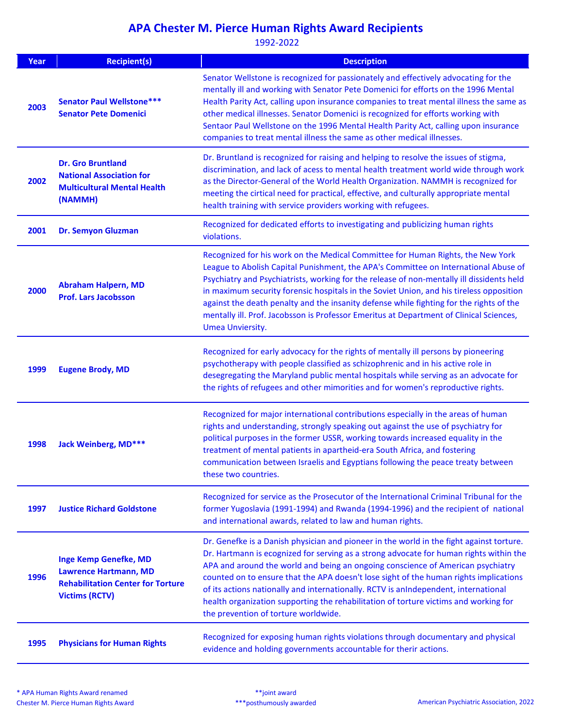## APA Chester M. Pierce Human Rights Award Recipients

1992-2022

| Year | Recipient(s) | Description |
|---|---|---|
| 2003 | **Senator Paul Wellstone***<br>**Senator Pete Domenici** | Senator Wellstone is recognized for passionately and effectively advocating for the mentally ill and working with Senator Pete Domenici for efforts on the 1996 Mental Health Parity Act, calling upon insurance companies to treat mental illness the same as other medical illnesses. Senator Domenici is recognized for efforts working with Sentaor Paul Wellstone on the 1996 Mental Health Parity Act, calling upon insurance companies to treat mental illness the same as other medical illnesses. |
| 2002 | **Dr. Gro Bruntland**<br>**National Association for Multicultural Mental Health (NAMMH)** | Dr. Bruntland is recognized for raising and helping to resolve the issues of stigma, discrimination, and lack of acess to mental health treatment world wide through work as the Director-General of the World Health Organization. NAMMH is recognized for meeting the cirtical need for practical, effective, and culturally appropriate mental health training with service providers working with refugees. |
| 2001 | **Dr. Semyon Gluzman** | Recognized for dedicated efforts to investigating and publicizing human rights violations. |
| 2000 | **Abraham Halpern, MD**<br>**Prof. Lars Jacobsson** | Recognized for his work on the Medical Committee for Human Rights, the New York League to Abolish Capital Punishment, the APA's Committee on International Abuse of Psychiatry and Psychiatrists, working for the release of non-mentally ill dissidents held in maximum security forensic hospitals in the Soviet Union, and his tireless opposition against the death penalty and the insanity defense while fighting for the rights of the mentally ill. Prof. Jacobsson is Professor Emeritus at Department of Clinical Sciences, Umea Unviersity. |
| 1999 | **Eugene Brody, MD** | Recognized for early advocacy for the rights of mentally ill persons by pioneering psychotherapy with people classified as schizophrenic and in his active role in desegregating the Maryland public mental hospitals while serving as an advocate for the rights of refugees and other mimorities and for women's reproductive rights. |
| 1998 | **Jack Weinberg, MD*** | Recognized for major international contributions especially in the areas of human rights and understanding, strongly speaking out against the use of psychiatry for political purposes in the former USSR, working towards increased equality in the treatment of mental patients in apartheid-era South Africa, and fostering communication between Israelis and Egyptians following the peace treaty between these two countries. |
| 1997 | **Justice Richard Goldstone** | Recognized for service as the Prosecutor of the International Criminal Tribunal for the former Yugoslavia (1991-1994) and Rwanda (1994-1996) and the recipient of national and international awards, related to law and human rights. |
| 1996 | **Inge Kemp Genefke, MD**<br>**Lawrence Hartmann, MD**<br>**Rehabilitation Center for Torture Victims (RCTV)** | Dr. Genefke is a Danish physician and pioneer in the world in the fight against torture. Dr. Hartmann is ecognized for serving as a strong advocate for human rights within the APA and around the world and being an ongoing conscience of American psychiatry counted on to ensure that the APA doesn't lose sight of the human rights implications of its actions nationally and internationally. RCTV is anIndependent, international health organization supporting the rehabilitation of torture victims and working for the prevention of torture worldwide. |
| 1995 | **Physicians for Human Rights** | Recognized for exposing human rights violations through documentary and physical evidence and holding governments accountable for therir actions. |

\* APA Human Rights Award renamed Chester M. Pierce Human Rights Award

**joint award

***posthumously awarded

American Psychiatric Association, 2022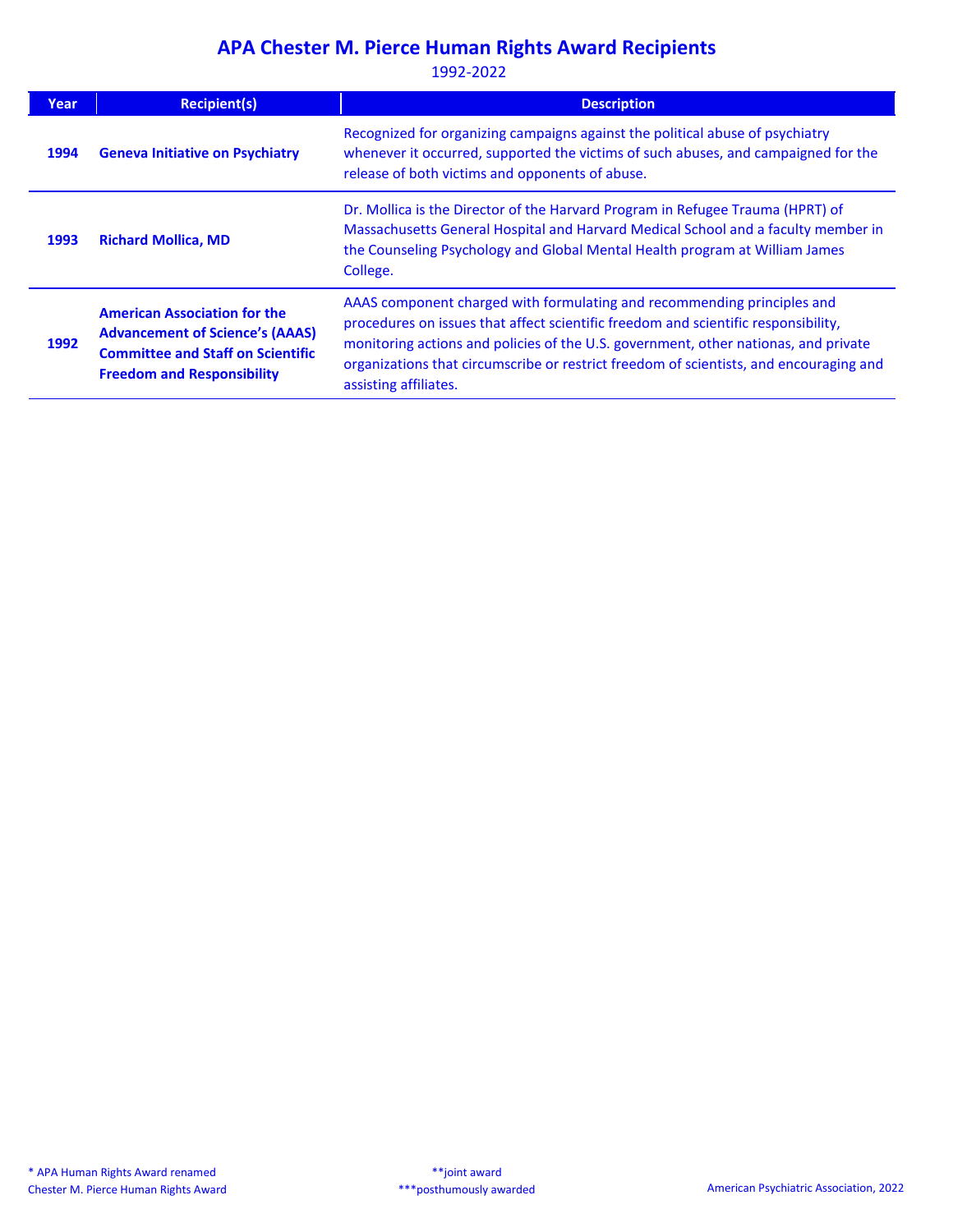## APA Chester M. Pierce Human Rights Award Recipients

1992-2022

| Year | Recipient(s) | Description |
|---|---|---|
| 1994 | **Geneva Initiative on Psychiatry** | Recognized for organizing campaigns against the political abuse of psychiatry whenever it occurred, supported the victims of such abuses, and campaigned for the release of both victims and opponents of abuse. |
| 1993 | **Richard Mollica, MD** | Dr. Mollica is the Director of the Harvard Program in Refugee Trauma (HPRT) of Massachusetts General Hospital and Harvard Medical School and a faculty member in the Counseling Psychology and Global Mental Health program at William James College. |
| 1992 | **American Association for the Advancement of Science's (AAAS) Committee and Staff on Scientific Freedom and Responsibility** | AAAS component charged with formulating and recommending principles and procedures on issues that affect scientific freedom and scientific responsibility, monitoring actions and policies of the U.S. government, other nationas, and private organizations that circumscribe or restrict freedom of scientists, and encouraging and assisting affiliates. |

* APA Human Rights Award renamed Chester M. Pierce Human Rights Award

**joint award

***posthumously awarded

American Psychiatric Association, 2022